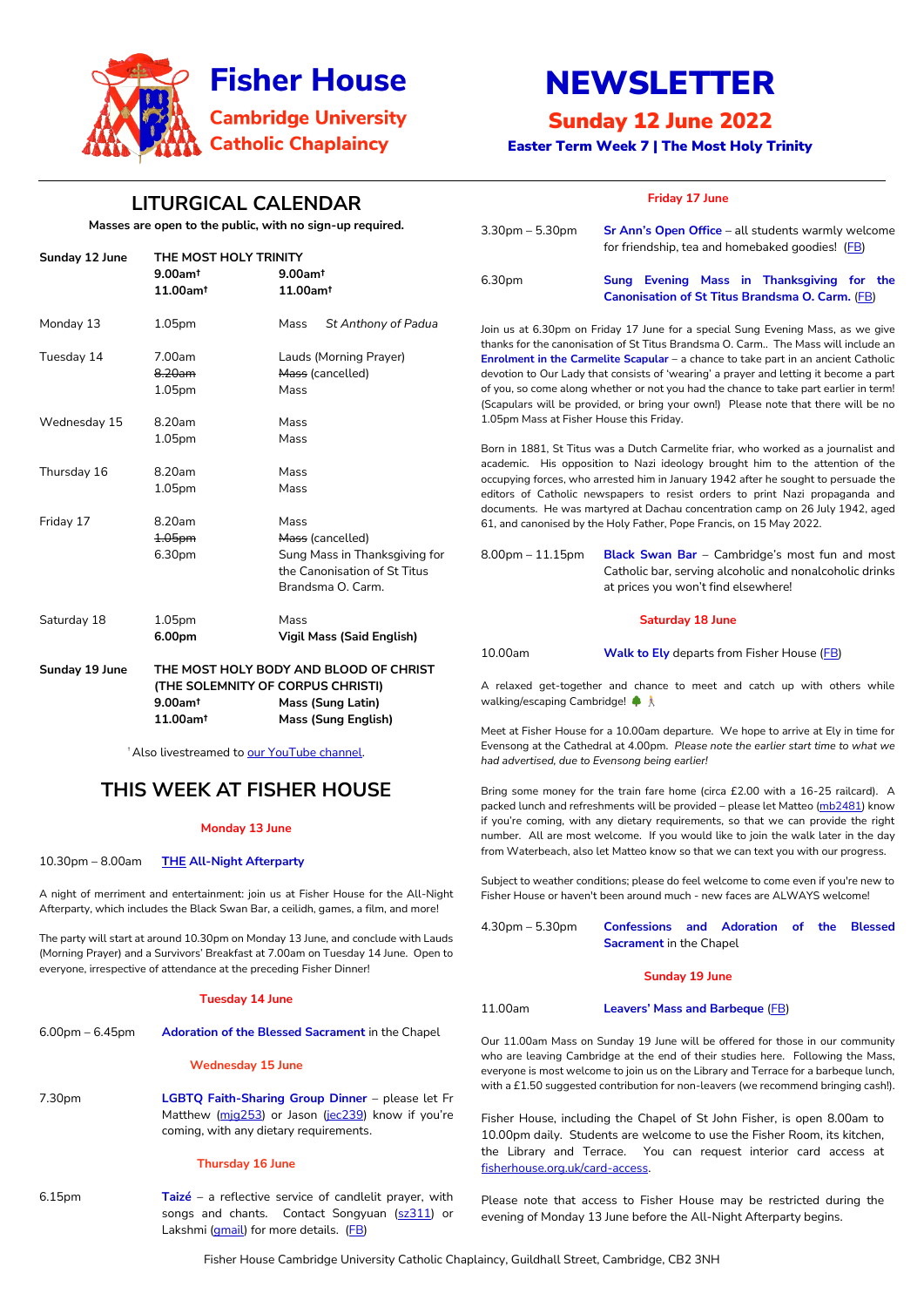# Fisher House

## Cambridge University Catholic Chaplaincy

# NEWSLETTER

## Sunday 12 June 2022

### Easter Term Week 7 | The Most Holy Trinity

## LITURGICAL CALENDAR

**Masses are open to the public, with no sign-up required.**

| | | |
|---|---|---|
| **Sunday 12 June** | **THE MOST HOLY TRINITY** | |
| | **9.00am†** | **9.00am†** |
| | **11.00am†** | **11.00am†** |
| Monday 13 | 1.05pm | Mass *St Anthony of Padua* |
| Tuesday 14 | 7.00am | Lauds (Morning Prayer) |
| | ~~8.20am~~ | ~~Mass~~ (cancelled) |
| | 1.05pm | Mass |
| Wednesday 15 | 8.20am | Mass |
| | 1.05pm | Mass |
| Thursday 16 | 8.20am | Mass |
| | 1.05pm | Mass |
| Friday 17 | 8.20am | Mass |
| | ~~1.05pm~~ | ~~Mass~~ (cancelled) |
| | 6.30pm | Sung Mass in Thanksgiving for the Canonisation of St Titus Brandsma O. Carm. |
| Saturday 18 | 1.05pm | Mass |
| | **6.00pm** | **Vigil Mass (Said English)** |
| **Sunday 19 June** | **THE MOST HOLY BODY AND BLOOD OF CHRIST (THE SOLEMNITY OF CORPUS CHRISTI)** | |
| | **9.00am†** | **Mass (Sung Latin)** |
| | **11.00am†** | **Mass (Sung English)** |

† Also livestreamed to our YouTube channel.

## THIS WEEK AT FISHER HOUSE

**Monday 13 June**

10.30pm – 8.00am **THE All-Night Afterparty**

A night of merriment and entertainment: join us at Fisher House for the All-Night Afterparty, which includes the Black Swan Bar, a ceilidh, games, a film, and more!

The party will start at around 10.30pm on Monday 13 June, and conclude with Lauds (Morning Prayer) and a Survivors' Breakfast at 7.00am on Tuesday 14 June. Open to everyone, irrespective of attendance at the preceding Fisher Dinner!

**Tuesday 14 June**

6.00pm – 6.45pm **Adoration of the Blessed Sacrament** in the Chapel

**Wednesday 15 June**

7.30pm **LGBTQ Faith-Sharing Group Dinner** – please let Fr Matthew (mjg253) or Jason (jec239) know if you're coming, with any dietary requirements.

**Thursday 16 June**

6.15pm **Taizé** – a reflective service of candlelit prayer, with songs and chants. Contact Songyuan (sz311) or Lakshmi (gmail) for more details. (FB)

**Friday 17 June**

3.30pm – 5.30pm **Sr Ann's Open Office** – all students warmly welcome for friendship, tea and homebaked goodies! (FB)

6.30pm **Sung Evening Mass in Thanksgiving for the Canonisation of St Titus Brandsma O. Carm.** (FB)

Join us at 6.30pm on Friday 17 June for a special Sung Evening Mass, as we give thanks for the canonisation of St Titus Brandsma O. Carm.. The Mass will include an **Enrolment in the Carmelite Scapular** – a chance to take part in an ancient Catholic devotion to Our Lady that consists of 'wearing' a prayer and letting it become a part of you, so come along whether or not you had the chance to take part earlier in term! (Scapulars will be provided, or bring your own!) Please note that there will be no 1.05pm Mass at Fisher House this Friday.

Born in 1881, St Titus was a Dutch Carmelite friar, who worked as a journalist and academic. His opposition to Nazi ideology brought him to the attention of the occupying forces, who arrested him in January 1942 after he sought to persuade the editors of Catholic newspapers to resist orders to print Nazi propaganda and documents. He was martyred at Dachau concentration camp on 26 July 1942, aged 61, and canonised by the Holy Father, Pope Francis, on 15 May 2022.

8.00pm – 11.15pm **Black Swan Bar** – Cambridge's most fun and most Catholic bar, serving alcoholic and nonalcoholic drinks at prices you won't find elsewhere!

**Saturday 18 June**

10.00am **Walk to Ely** departs from Fisher House (FB)

A relaxed get-together and chance to meet and catch up with others while walking/escaping Cambridge! 🌳 🚶

Meet at Fisher House for a 10.00am departure. We hope to arrive at Ely in time for Evensong at the Cathedral at 4.00pm. *Please note the earlier start time to what we had advertised, due to Evensong being earlier!*

Bring some money for the train fare home (circa £2.00 with a 16-25 railcard). A packed lunch and refreshments will be provided – please let Matteo (mb2481) know if you're coming, with any dietary requirements, so that we can provide the right number. All are most welcome. If you would like to join the walk later in the day from Waterbeach, also let Matteo know so that we can text you with our progress.

Subject to weather conditions; please do feel welcome to come even if you're new to Fisher House or haven't been around much - new faces are ALWAYS welcome!

4.30pm – 5.30pm **Confessions and Adoration of the Blessed Sacrament** in the Chapel

**Sunday 19 June**

11.00am **Leavers' Mass and Barbeque** (FB)

Our 11.00am Mass on Sunday 19 June will be offered for those in our community who are leaving Cambridge at the end of their studies here. Following the Mass, everyone is most welcome to join us on the Library and Terrace for a barbeque lunch, with a £1.50 suggested contribution for non-leavers (we recommend bringing cash!).

Fisher House, including the Chapel of St John Fisher, is open 8.00am to 10.00pm daily. Students are welcome to use the Fisher Room, its kitchen, the Library and Terrace. You can request interior card access at fisherhouse.org.uk/card-access.

Please note that access to Fisher House may be restricted during the evening of Monday 13 June before the All-Night Afterparty begins.

Fisher House Cambridge University Catholic Chaplaincy, Guildhall Street, Cambridge, CB2 3NH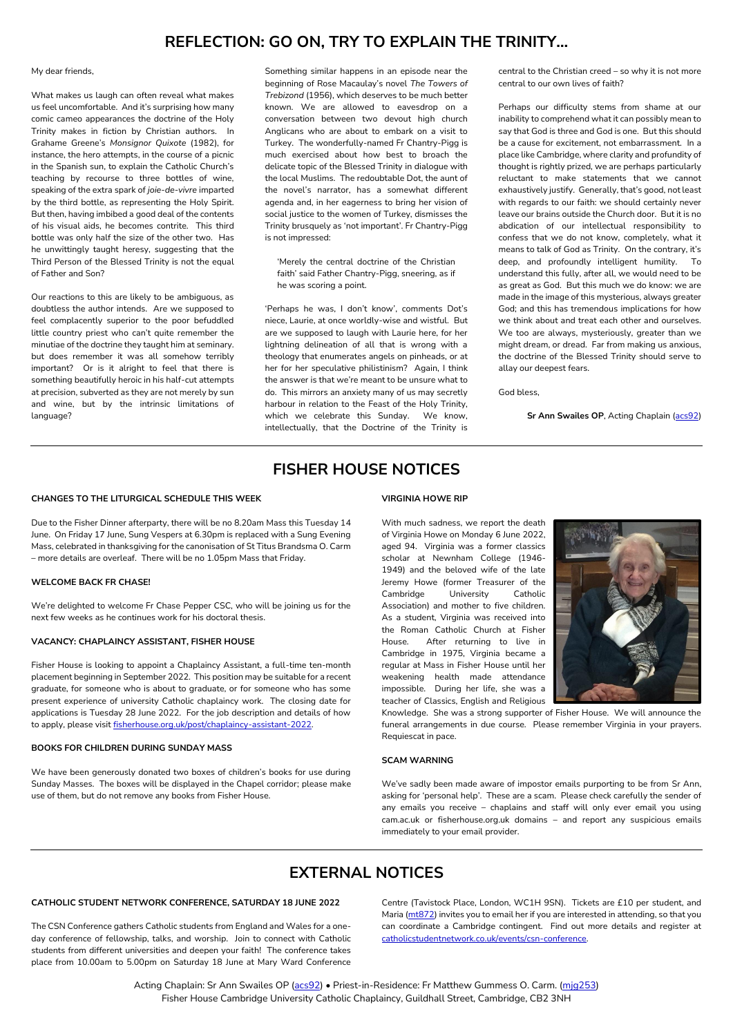# REFLECTION: GO ON, TRY TO EXPLAIN THE TRINITY…

My dear friends,

What makes us laugh can often reveal what makes us feel uncomfortable. And it's surprising how many comic cameo appearances the doctrine of the Holy Trinity makes in fiction by Christian authors. In Grahame Greene's *Monsignor Quixote* (1982), for instance, the hero attempts, in the course of a picnic in the Spanish sun, to explain the Catholic Church's teaching by recourse to three bottles of wine, speaking of the extra spark of *joie-de-vivre* imparted by the third bottle, as representing the Holy Spirit. But then, having imbibed a good deal of the contents of his visual aids, he becomes contrite. This third bottle was only half the size of the other two. Has he unwittingly taught heresy, suggesting that the Third Person of the Blessed Trinity is not the equal of Father and Son?

Our reactions to this are likely to be ambiguous, as doubtless the author intends. Are we supposed to feel complacently superior to the poor befuddled little country priest who can't quite remember the minutiae of the doctrine they taught him at seminary. but does remember it was all somehow terribly important? Or is it alright to feel that there is something beautifully heroic in his half-cut attempts at precision, subverted as they are not merely by sun and wine, but by the intrinsic limitations of language?

Something similar happens in an episode near the beginning of Rose Macaulay's novel *The Towers of Trebizond* (1956), which deserves to be much better known. We are allowed to eavesdrop on a conversation between two devout high church Anglicans who are about to embark on a visit to Turkey. The wonderfully-named Fr Chantry-Pigg is much exercised about how best to broach the delicate topic of the Blessed Trinity in dialogue with the local Muslims. The redoubtable Dot, the aunt of the novel's narrator, has a somewhat different agenda and, in her eagerness to bring her vision of social justice to the women of Turkey, dismisses the Trinity brusquely as 'not important'. Fr Chantry-Pigg is not impressed:

> 'Merely the central doctrine of the Christian faith' said Father Chantry-Pigg, sneering, as if he was scoring a point.

'Perhaps he was, I don't know', comments Dot's niece, Laurie, at once worldly-wise and wistful. But are we supposed to laugh with Laurie here, for her lightning delineation of all that is wrong with a theology that enumerates angels on pinheads, or at her for her speculative philistinism? Again, I think the answer is that we're meant to be unsure what to do. This mirrors an anxiety many of us may secretly harbour in relation to the Feast of the Holy Trinity, which we celebrate this Sunday. We know, intellectually, that the Doctrine of the Trinity is central to the Christian creed – so why it is not more central to our own lives of faith?

Perhaps our difficulty stems from shame at our inability to comprehend what it can possibly mean to say that God is three and God is one. But this should be a cause for excitement, not embarrassment. In a place like Cambridge, where clarity and profundity of thought is rightly prized, we are perhaps particularly reluctant to make statements that we cannot exhaustively justify. Generally, that's good, not least with regards to our faith: we should certainly never leave our brains outside the Church door. But it is no abdication of our intellectual responsibility to confess that we do not know, completely, what it means to talk of God as Trinity. On the contrary, it's deep, and profoundly intelligent humility. To understand this fully, after all, we would need to be as great as God. But this much we do know: we are made in the image of this mysterious, always greater God; and this has tremendous implications for how we think about and treat each other and ourselves. We too are always, mysteriously, greater than we might dream, or dread. Far from making us anxious, the doctrine of the Blessed Trinity should serve to allay our deepest fears.

God bless,

**Sr Ann Swailes OP**, Acting Chaplain (acs92)

# FISHER HOUSE NOTICES

### CHANGES TO THE LITURGICAL SCHEDULE THIS WEEK

Due to the Fisher Dinner afterparty, there will be no 8.20am Mass this Tuesday 14 June. On Friday 17 June, Sung Vespers at 6.30pm is replaced with a Sung Evening Mass, celebrated in thanksgiving for the canonisation of St Titus Brandsma O. Carm – more details are overleaf. There will be no 1.05pm Mass that Friday.

### WELCOME BACK FR CHASE!

We're delighted to welcome Fr Chase Pepper CSC, who will be joining us for the next few weeks as he continues work for his doctoral thesis.

### VACANCY: CHAPLAINCY ASSISTANT, FISHER HOUSE

Fisher House is looking to appoint a Chaplaincy Assistant, a full-time ten-month placement beginning in September 2022. This position may be suitable for a recent graduate, for someone who is about to graduate, or for someone who has some present experience of university Catholic chaplaincy work. The closing date for applications is Tuesday 28 June 2022. For the job description and details of how to apply, please visit fisherhouse.org.uk/post/chaplaincy-assistant-2022.

### BOOKS FOR CHILDREN DURING SUNDAY MASS

We have been generously donated two boxes of children's books for use during Sunday Masses. The boxes will be displayed in the Chapel corridor; please make use of them, but do not remove any books from Fisher House.

### VIRGINIA HOWE RIP

With much sadness, we report the death of Virginia Howe on Monday 6 June 2022, aged 94. Virginia was a former classics scholar at Newnham College (1946-1949) and the beloved wife of the late Jeremy Howe (former Treasurer of the Cambridge University Catholic Association) and mother to five children. As a student, Virginia was received into the Roman Catholic Church at Fisher House. After returning to live in Cambridge in 1975, Virginia became a regular at Mass in Fisher House until her weakening health made attendance impossible. During her life, she was a teacher of Classics, English and Religious Knowledge. She was a strong supporter of Fisher House. We will announce the funeral arrangements in due course. Please remember Virginia in your prayers. Requiescat in pace.

### SCAM WARNING

We've sadly been made aware of impostor emails purporting to be from Sr Ann, asking for 'personal help'. These are a scam. Please check carefully the sender of any emails you receive – chaplains and staff will only ever email you using cam.ac.uk or fisherhouse.org.uk domains – and report any suspicious emails immediately to your email provider.

# EXTERNAL NOTICES

### CATHOLIC STUDENT NETWORK CONFERENCE, SATURDAY 18 JUNE 2022

The CSN Conference gathers Catholic students from England and Wales for a one-day conference of fellowship, talks, and worship. Join to connect with Catholic students from different universities and deepen your faith! The conference takes place from 10.00am to 5.00pm on Saturday 18 June at Mary Ward Conference Centre (Tavistock Place, London, WC1H 9SN). Tickets are £10 per student, and Maria (mt872) invites you to email her if you are interested in attending, so that you can coordinate a Cambridge contingent. Find out more details and register at catholicstudentnetwork.co.uk/events/csn-conference.

Acting Chaplain: Sr Ann Swailes OP (acs92) • Priest-in-Residence: Fr Matthew Gummess O. Carm. (mjg253)
Fisher House Cambridge University Catholic Chaplaincy, Guildhall Street, Cambridge, CB2 3NH